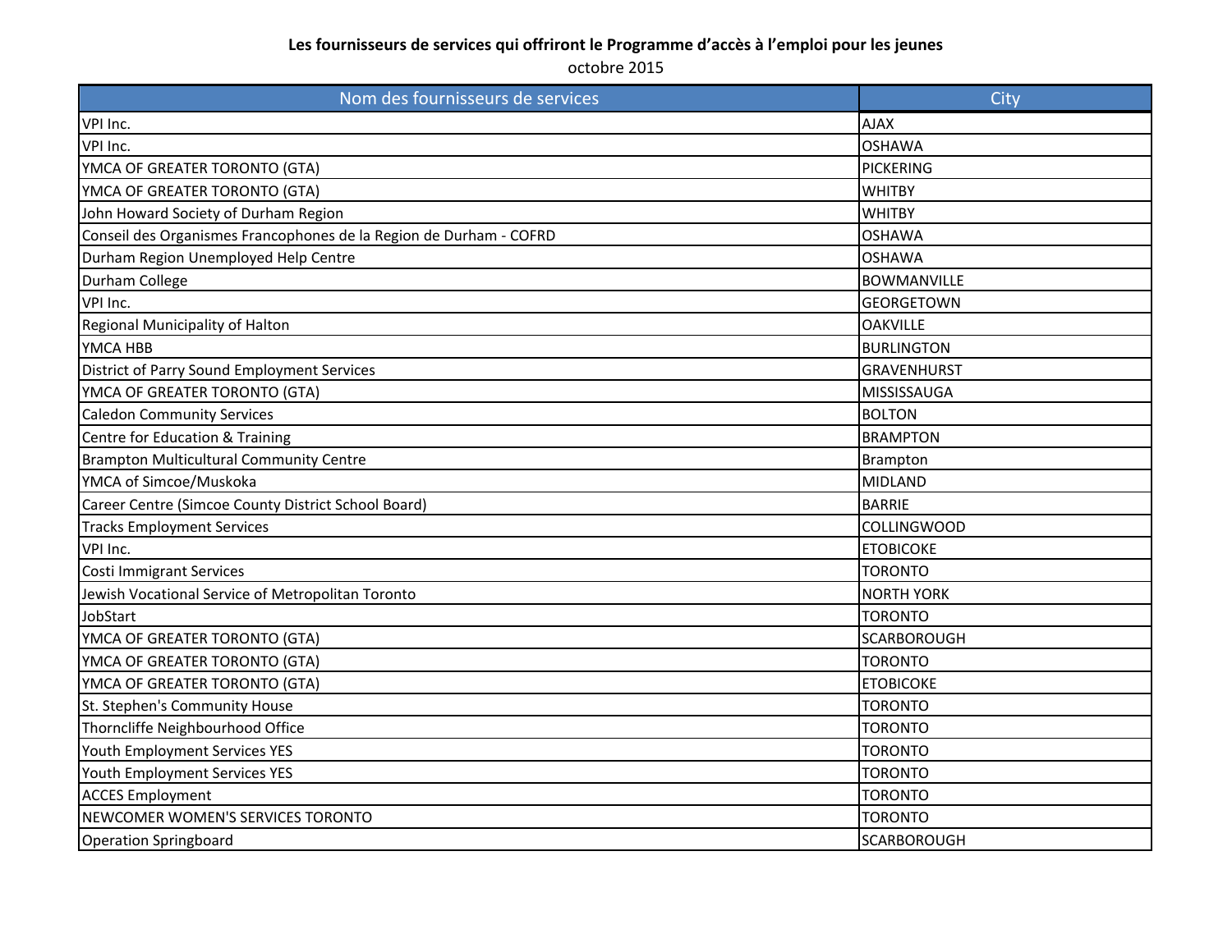**Les fournisseurs de services qui offriront le Programme d'accès à l'emploi pour les jeunes**

octobre 2015

| Nom des fournisseurs de services | City |
|---|---|
| VPI Inc. | AJAX |
| VPI Inc. | OSHAWA |
| YMCA OF GREATER TORONTO (GTA) | PICKERING |
| YMCA OF GREATER TORONTO (GTA) | WHITBY |
| John Howard Society of Durham Region | WHITBY |
| Conseil des Organismes Francophones de la Region de Durham - COFRD | OSHAWA |
| Durham Region Unemployed Help Centre | OSHAWA |
| Durham College | BOWMANVILLE |
| VPI Inc. | GEORGETOWN |
| Regional Municipality of Halton | OAKVILLE |
| YMCA HBB | BURLINGTON |
| District of Parry Sound Employment Services | GRAVENHURST |
| YMCA OF GREATER TORONTO (GTA) | MISSISSAUGA |
| Caledon Community Services | BOLTON |
| Centre for Education & Training | BRAMPTON |
| Brampton Multicultural Community Centre | Brampton |
| YMCA of Simcoe/Muskoka | MIDLAND |
| Career Centre (Simcoe County District School Board) | BARRIE |
| Tracks Employment Services | COLLINGWOOD |
| VPI Inc. | ETOBICOKE |
| Costi Immigrant Services | TORONTO |
| Jewish Vocational Service of Metropolitan Toronto | NORTH YORK |
| JobStart | TORONTO |
| YMCA OF GREATER TORONTO (GTA) | SCARBOROUGH |
| YMCA OF GREATER TORONTO (GTA) | TORONTO |
| YMCA OF GREATER TORONTO (GTA) | ETOBICOKE |
| St. Stephen's Community House | TORONTO |
| Thorncliffe Neighbourhood Office | TORONTO |
| Youth Employment Services YES | TORONTO |
| Youth Employment Services YES | TORONTO |
| ACCES Employment | TORONTO |
| NEWCOMER WOMEN'S SERVICES TORONTO | TORONTO |
| Operation Springboard | SCARBOROUGH |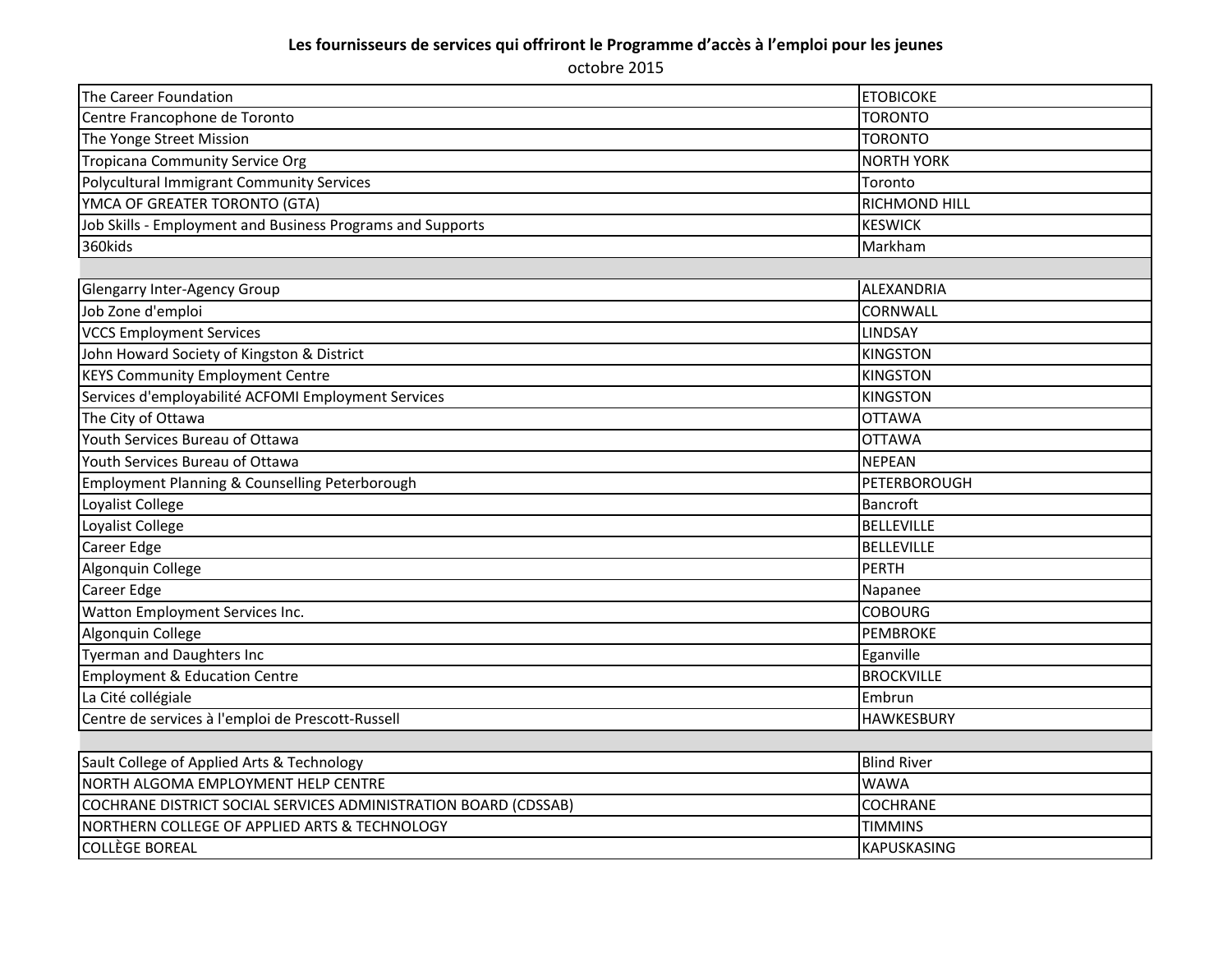**Les fournisseurs de services qui offriront le Programme d'accès à l'emploi pour les jeunes**

octobre 2015

| | |
|---|---|
| The Career Foundation | ETOBICOKE |
| Centre Francophone de Toronto | TORONTO |
| The Yonge Street Mission | TORONTO |
| Tropicana Community Service Org | NORTH YORK |
| Polycultural Immigrant Community Services | Toronto |
| YMCA OF GREATER TORONTO (GTA) | RICHMOND HILL |
| Job Skills - Employment and Business Programs and Supports | KESWICK |
| 360kids | Markham |
| | |
| Glengarry Inter-Agency Group | ALEXANDRIA |
| Job Zone d'emploi | CORNWALL |
| VCCS Employment Services | LINDSAY |
| John Howard Society of Kingston & District | KINGSTON |
| KEYS Community Employment Centre | KINGSTON |
| Services d'employabilité ACFOMI Employment Services | KINGSTON |
| The City of Ottawa | OTTAWA |
| Youth Services Bureau of Ottawa | OTTAWA |
| Youth Services Bureau of Ottawa | NEPEAN |
| Employment Planning & Counselling Peterborough | PETERBOROUGH |
| Loyalist College | Bancroft |
| Loyalist College | BELLEVILLE |
| Career Edge | BELLEVILLE |
| Algonquin College | PERTH |
| Career Edge | Napanee |
| Watton Employment Services Inc. | COBOURG |
| Algonquin College | PEMBROKE |
| Tyerman and Daughters Inc | Eganville |
| Employment & Education Centre | BROCKVILLE |
| La Cité collégiale | Embrun |
| Centre de services à l'emploi de Prescott-Russell | HAWKESBURY |
| | |
| Sault College of Applied Arts & Technology | Blind River |
| NORTH ALGOMA EMPLOYMENT HELP CENTRE | WAWA |
| COCHRANE DISTRICT SOCIAL SERVICES ADMINISTRATION BOARD (CDSSAB) | COCHRANE |
| NORTHERN COLLEGE OF APPLIED ARTS & TECHNOLOGY | TIMMINS |
| COLLÈGE BOREAL | KAPUSKASING |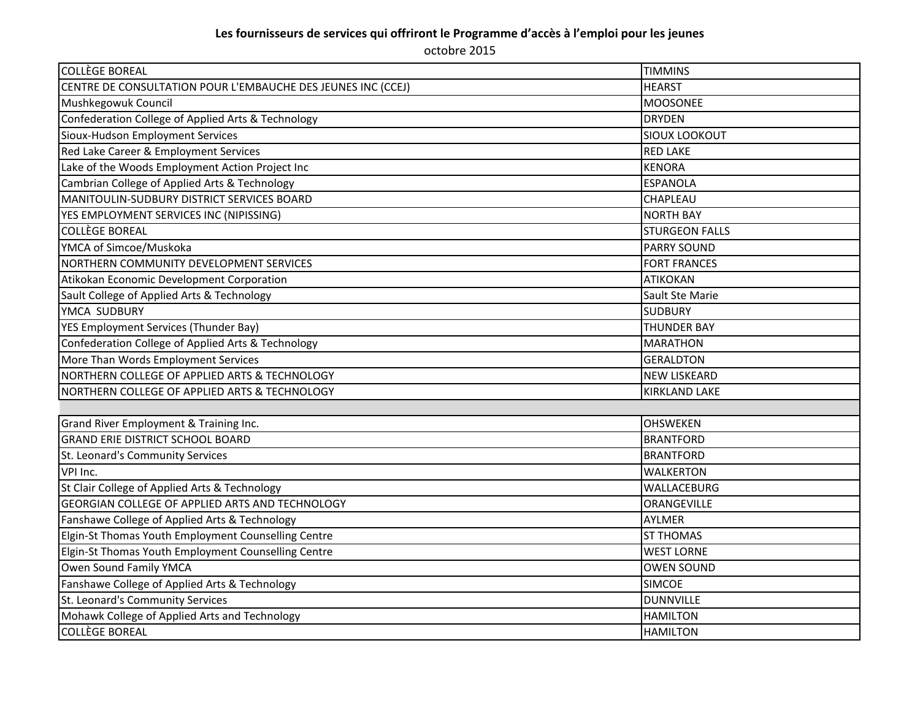**Les fournisseurs de services qui offriront le Programme d'accès à l'emploi pour les jeunes**

octobre 2015

| | |
|---|---|
| COLLÈGE BOREAL | TIMMINS |
| CENTRE DE CONSULTATION POUR L'EMBAUCHE DES JEUNES INC (CCEJ) | HEARST |
| Mushkegowuk Council | MOOSONEE |
| Confederation College of Applied Arts & Technology | DRYDEN |
| Sioux-Hudson Employment Services | SIOUX LOOKOUT |
| Red Lake Career & Employment Services | RED LAKE |
| Lake of the Woods Employment Action Project Inc | KENORA |
| Cambrian College of Applied Arts & Technology | ESPANOLA |
| MANITOULIN-SUDBURY DISTRICT SERVICES BOARD | CHAPLEAU |
| YES EMPLOYMENT SERVICES INC (NIPISSING) | NORTH BAY |
| COLLÈGE BOREAL | STURGEON FALLS |
| YMCA of Simcoe/Muskoka | PARRY SOUND |
| NORTHERN COMMUNITY DEVELOPMENT SERVICES | FORT FRANCES |
| Atikokan Economic Development Corporation | ATIKOKAN |
| Sault College of Applied Arts & Technology | Sault Ste Marie |
| YMCA SUDBURY | SUDBURY |
| YES Employment Services (Thunder Bay) | THUNDER BAY |
| Confederation College of Applied Arts & Technology | MARATHON |
| More Than Words Employment Services | GERALDTON |
| NORTHERN COLLEGE OF APPLIED ARTS & TECHNOLOGY | NEW LISKEARD |
| NORTHERN COLLEGE OF APPLIED ARTS & TECHNOLOGY | KIRKLAND LAKE |
| | |
| Grand River Employment & Training Inc. | OHSWEKEN |
| GRAND ERIE DISTRICT SCHOOL BOARD | BRANTFORD |
| St. Leonard's Community Services | BRANTFORD |
| VPI Inc. | WALKERTON |
| St Clair College of Applied Arts & Technology | WALLACEBURG |
| GEORGIAN COLLEGE OF APPLIED ARTS AND TECHNOLOGY | ORANGEVILLE |
| Fanshawe College of Applied Arts & Technology | AYLMER |
| Elgin-St Thomas Youth Employment Counselling Centre | ST THOMAS |
| Elgin-St Thomas Youth Employment Counselling Centre | WEST LORNE |
| Owen Sound Family YMCA | OWEN SOUND |
| Fanshawe College of Applied Arts & Technology | SIMCOE |
| St. Leonard's Community Services | DUNNVILLE |
| Mohawk College of Applied Arts and Technology | HAMILTON |
| COLLÈGE BOREAL | HAMILTON |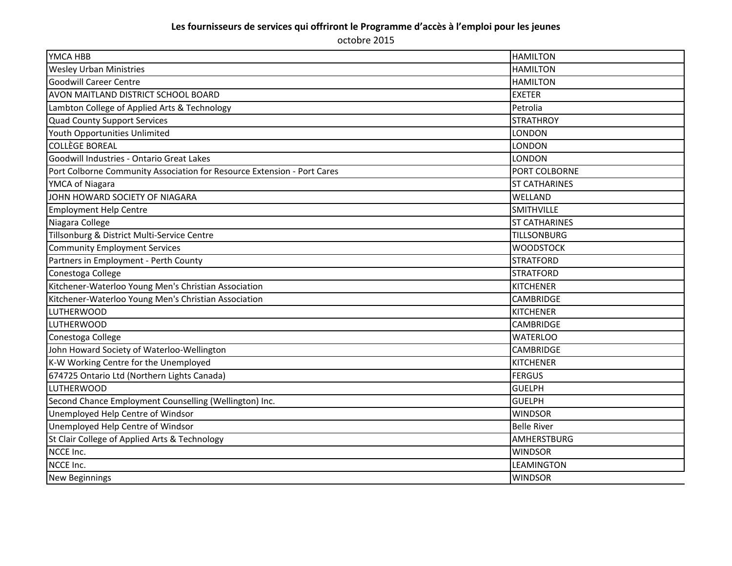**Les fournisseurs de services qui offriront le Programme d'accès à l'emploi pour les jeunes**

octobre 2015

| | |
|---|---|
| YMCA HBB | HAMILTON |
| Wesley Urban Ministries | HAMILTON |
| Goodwill Career Centre | HAMILTON |
| AVON MAITLAND DISTRICT SCHOOL BOARD | EXETER |
| Lambton College of Applied Arts & Technology | Petrolia |
| Quad County Support Services | STRATHROY |
| Youth Opportunities Unlimited | LONDON |
| COLLÈGE BOREAL | LONDON |
| Goodwill Industries - Ontario Great Lakes | LONDON |
| Port Colborne Community Association for Resource Extension - Port Cares | PORT COLBORNE |
| YMCA of Niagara | ST CATHARINES |
| JOHN HOWARD SOCIETY OF NIAGARA | WELLAND |
| Employment Help Centre | SMITHVILLE |
| Niagara College | ST CATHARINES |
| Tillsonburg & District Multi-Service Centre | TILLSONBURG |
| Community Employment Services | WOODSTOCK |
| Partners in Employment - Perth County | STRATFORD |
| Conestoga College | STRATFORD |
| Kitchener-Waterloo Young Men's Christian Association | KITCHENER |
| Kitchener-Waterloo Young Men's Christian Association | CAMBRIDGE |
| LUTHERWOOD | KITCHENER |
| LUTHERWOOD | CAMBRIDGE |
| Conestoga College | WATERLOO |
| John Howard Society of Waterloo-Wellington | CAMBRIDGE |
| K-W Working Centre for the Unemployed | KITCHENER |
| 674725 Ontario Ltd (Northern Lights Canada) | FERGUS |
| LUTHERWOOD | GUELPH |
| Second Chance Employment Counselling (Wellington) Inc. | GUELPH |
| Unemployed Help Centre of Windsor | WINDSOR |
| Unemployed Help Centre of Windsor | Belle River |
| St Clair College of Applied Arts & Technology | AMHERSTBURG |
| NCCE Inc. | WINDSOR |
| NCCE Inc. | LEAMINGTON |
| New Beginnings | WINDSOR |